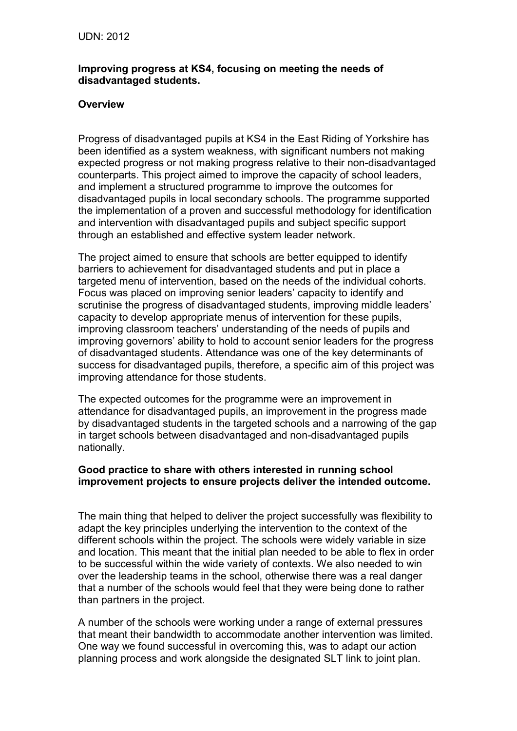UDN: 2012

**Improving progress at KS4, focusing on meeting the needs of disadvantaged students.**

**Overview**

Progress of disadvantaged pupils at KS4 in the East Riding of Yorkshire has been identified as a system weakness, with significant numbers not making expected progress or not making progress relative to their non-disadvantaged counterparts. This project aimed to improve the capacity of school leaders, and implement a structured programme to improve the outcomes for disadvantaged pupils in local secondary schools. The programme supported the implementation of a proven and successful methodology for identification and intervention with disadvantaged pupils and subject specific support through an established and effective system leader network.

The project aimed to ensure that schools are better equipped to identify barriers to achievement for disadvantaged students and put in place a targeted menu of intervention, based on the needs of the individual cohorts. Focus was placed on improving senior leaders' capacity to identify and scrutinise the progress of disadvantaged students, improving middle leaders' capacity to develop appropriate menus of intervention for these pupils, improving classroom teachers' understanding of the needs of pupils and improving governors' ability to hold to account senior leaders for the progress of disadvantaged students. Attendance was one of the key determinants of success for disadvantaged pupils, therefore, a specific aim of this project was improving attendance for those students.

The expected outcomes for the programme were an improvement in attendance for disadvantaged pupils, an improvement in the progress made by disadvantaged students in the targeted schools and a narrowing of the gap in target schools between disadvantaged and non-disadvantaged pupils nationally.

**Good practice to share with others interested in running school improvement projects to ensure projects deliver the intended outcome.**

The main thing that helped to deliver the project successfully was flexibility to adapt the key principles underlying the intervention to the context of the different schools within the project. The schools were widely variable in size and location. This meant that the initial plan needed to be able to flex in order to be successful within the wide variety of contexts. We also needed to win over the leadership teams in the school, otherwise there was a real danger that a number of the schools would feel that they were being done to rather than partners in the project.

A number of the schools were working under a range of external pressures that meant their bandwidth to accommodate another intervention was limited. One way we found successful in overcoming this, was to adapt our action planning process and work alongside the designated SLT link to joint plan.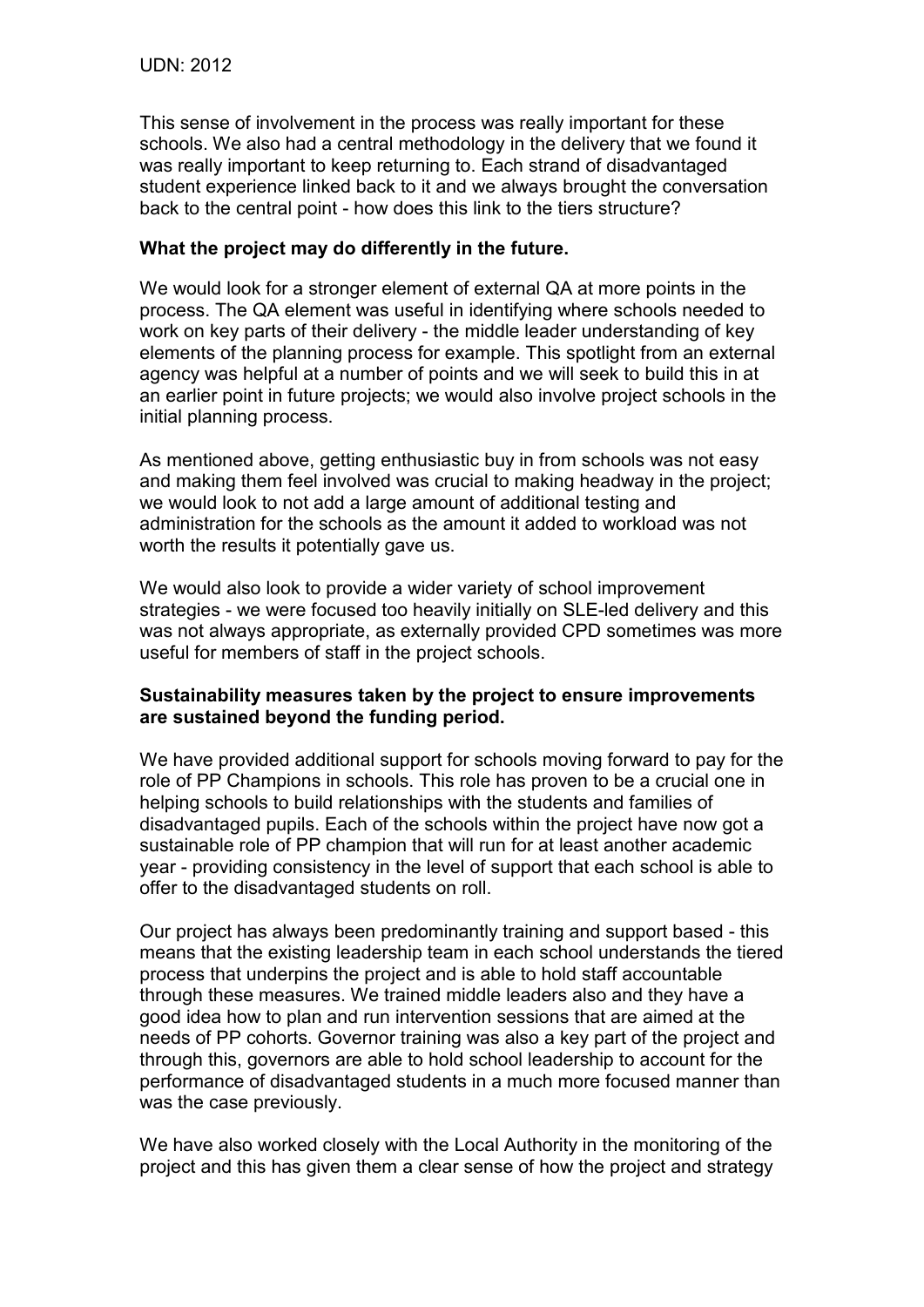This sense of involvement in the process was really important for these schools. We also had a central methodology in the delivery that we found it was really important to keep returning to. Each strand of disadvantaged student experience linked back to it and we always brought the conversation back to the central point - how does this link to the tiers structure?

**What the project may do differently in the future.**

We would look for a stronger element of external QA at more points in the process. The QA element was useful in identifying where schools needed to work on key parts of their delivery - the middle leader understanding of key elements of the planning process for example. This spotlight from an external agency was helpful at a number of points and we will seek to build this in at an earlier point in future projects; we would also involve project schools in the initial planning process.

As mentioned above, getting enthusiastic buy in from schools was not easy and making them feel involved was crucial to making headway in the project; we would look to not add a large amount of additional testing and administration for the schools as the amount it added to workload was not worth the results it potentially gave us.

We would also look to provide a wider variety of school improvement strategies - we were focused too heavily initially on SLE-led delivery and this was not always appropriate, as externally provided CPD sometimes was more useful for members of staff in the project schools.

**Sustainability measures taken by the project to ensure improvements are sustained beyond the funding period.**

We have provided additional support for schools moving forward to pay for the role of PP Champions in schools. This role has proven to be a crucial one in helping schools to build relationships with the students and families of disadvantaged pupils. Each of the schools within the project have now got a sustainable role of PP champion that will run for at least another academic year - providing consistency in the level of support that each school is able to offer to the disadvantaged students on roll.

Our project has always been predominantly training and support based - this means that the existing leadership team in each school understands the tiered process that underpins the project and is able to hold staff accountable through these measures. We trained middle leaders also and they have a good idea how to plan and run intervention sessions that are aimed at the needs of PP cohorts. Governor training was also a key part of the project and through this, governors are able to hold school leadership to account for the performance of disadvantaged students in a much more focused manner than was the case previously.

We have also worked closely with the Local Authority in the monitoring of the project and this has given them a clear sense of how the project and strategy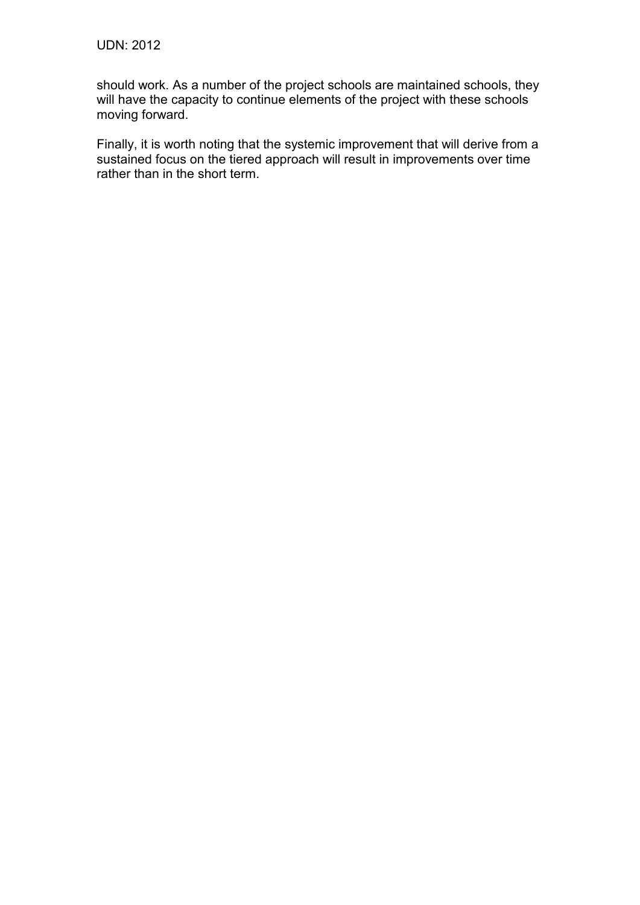should work. As a number of the project schools are maintained schools, they will have the capacity to continue elements of the project with these schools moving forward.

Finally, it is worth noting that the systemic improvement that will derive from a sustained focus on the tiered approach will result in improvements over time rather than in the short term.